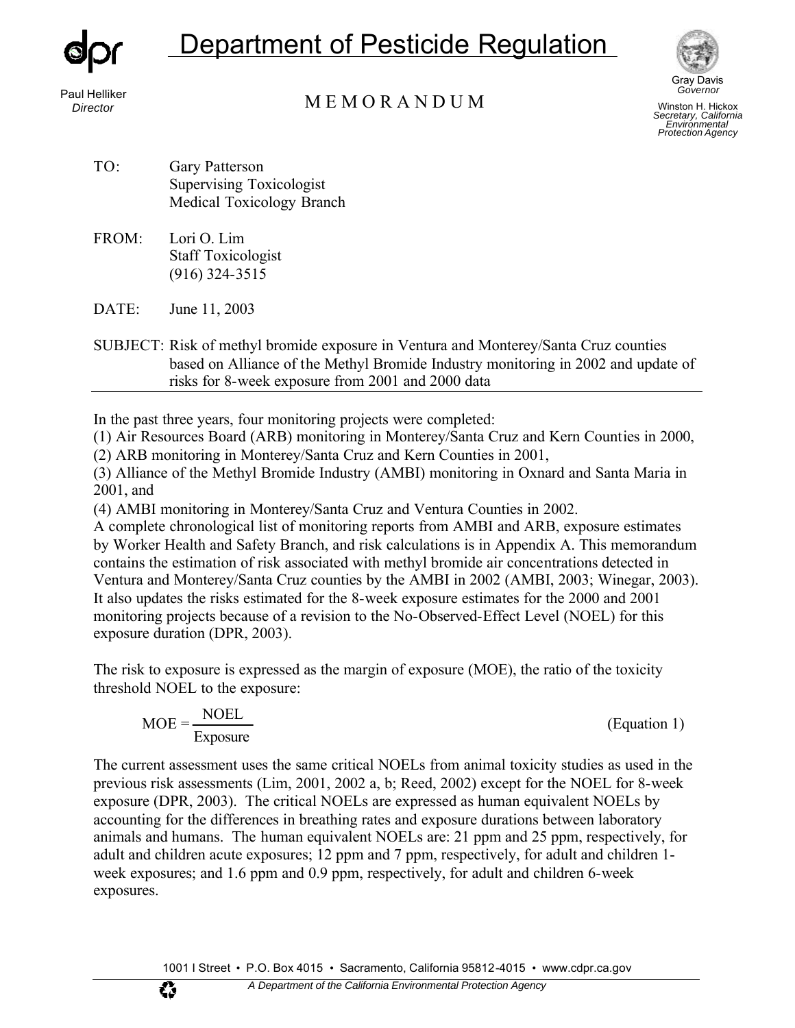# Department of Pesticide Regulation

Paul Helliker
*Director*

Gray Davis
*Governor*

Winston H. Hickox
*Secretary, California Environmental Protection Agency*

## M E M O R A N D U M

TO: Gary Patterson
Supervising Toxicologist
Medical Toxicology Branch

FROM: Lori O. Lim
Staff Toxicologist
(916) 324-3515

DATE: June 11, 2003

SUBJECT: Risk of methyl bromide exposure in Ventura and Monterey/Santa Cruz counties based on Alliance of the Methyl Bromide Industry monitoring in 2002 and update of risks for 8-week exposure from 2001 and 2000 data

---

In the past three years, four monitoring projects were completed:
(1) Air Resources Board (ARB) monitoring in Monterey/Santa Cruz and Kern Counties in 2000,
(2) ARB monitoring in Monterey/Santa Cruz and Kern Counties in 2001,
(3) Alliance of the Methyl Bromide Industry (AMBI) monitoring in Oxnard and Santa Maria in 2001, and
(4) AMBI monitoring in Monterey/Santa Cruz and Ventura Counties in 2002.
A complete chronological list of monitoring reports from AMBI and ARB, exposure estimates by Worker Health and Safety Branch, and risk calculations is in Appendix A. This memorandum contains the estimation of risk associated with methyl bromide air concentrations detected in Ventura and Monterey/Santa Cruz counties by the AMBI in 2002 (AMBI, 2003; Winegar, 2003). It also updates the risks estimated for the 8-week exposure estimates for the 2000 and 2001 monitoring projects because of a revision to the No-Observed-Effect Level (NOEL) for this exposure duration (DPR, 2003).

The risk to exposure is expressed as the margin of exposure (MOE), the ratio of the toxicity threshold NOEL to the exposure:

$$MOE = \frac{NOEL}{Exposure} \qquad \text{(Equation 1)}$$

The current assessment uses the same critical NOELs from animal toxicity studies as used in the previous risk assessments (Lim, 2001, 2002 a, b; Reed, 2002) except for the NOEL for 8-week exposure (DPR, 2003). The critical NOELs are expressed as human equivalent NOELs by accounting for the differences in breathing rates and exposure durations between laboratory animals and humans. The human equivalent NOELs are: 21 ppm and 25 ppm, respectively, for adult and children acute exposures; 12 ppm and 7 ppm, respectively, for adult and children 1-week exposures; and 1.6 ppm and 0.9 ppm, respectively, for adult and children 6-week exposures.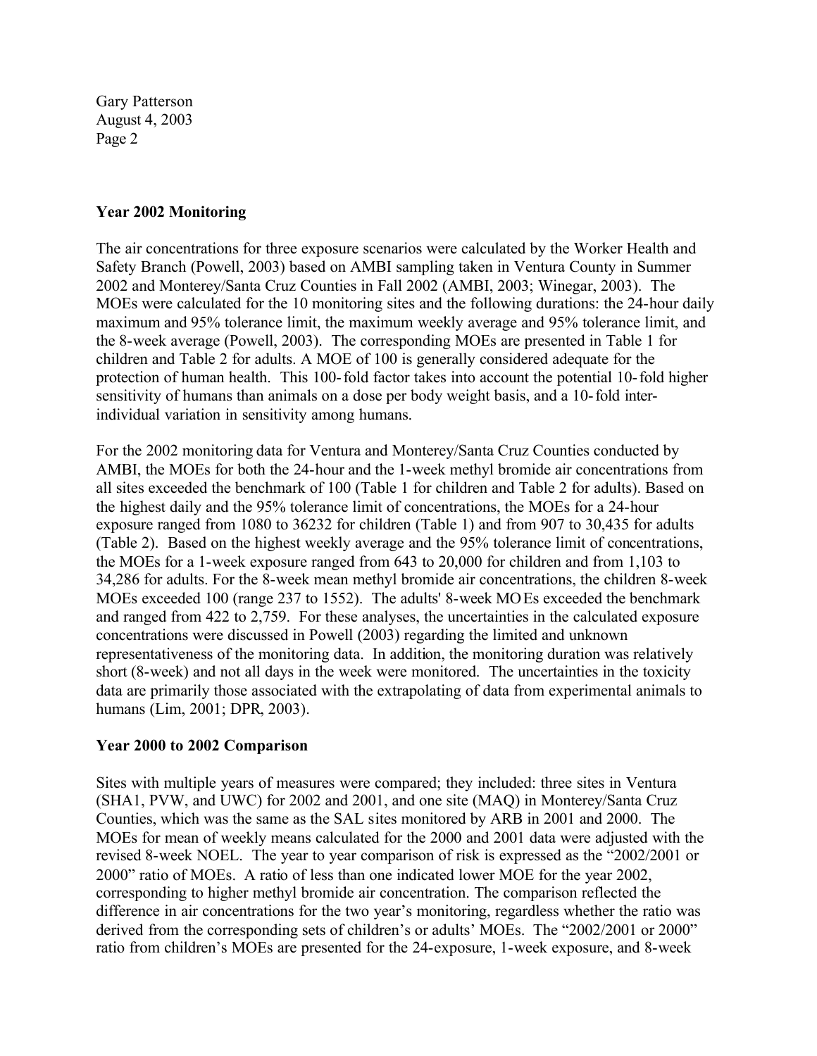## Year 2002 Monitoring

The air concentrations for three exposure scenarios were calculated by the Worker Health and Safety Branch (Powell, 2003) based on AMBI sampling taken in Ventura County in Summer 2002 and Monterey/Santa Cruz Counties in Fall 2002 (AMBI, 2003; Winegar, 2003). The MOEs were calculated for the 10 monitoring sites and the following durations: the 24-hour daily maximum and 95% tolerance limit, the maximum weekly average and 95% tolerance limit, and the 8-week average (Powell, 2003). The corresponding MOEs are presented in Table 1 for children and Table 2 for adults. A MOE of 100 is generally considered adequate for the protection of human health. This 100-fold factor takes into account the potential 10-fold higher sensitivity of humans than animals on a dose per body weight basis, and a 10-fold inter-individual variation in sensitivity among humans.

For the 2002 monitoring data for Ventura and Monterey/Santa Cruz Counties conducted by AMBI, the MOEs for both the 24-hour and the 1-week methyl bromide air concentrations from all sites exceeded the benchmark of 100 (Table 1 for children and Table 2 for adults). Based on the highest daily and the 95% tolerance limit of concentrations, the MOEs for a 24-hour exposure ranged from 1080 to 36232 for children (Table 1) and from 907 to 30,435 for adults (Table 2). Based on the highest weekly average and the 95% tolerance limit of concentrations, the MOEs for a 1-week exposure ranged from 643 to 20,000 for children and from 1,103 to 34,286 for adults. For the 8-week mean methyl bromide air concentrations, the children 8-week MOEs exceeded 100 (range 237 to 1552). The adults' 8-week MOEs exceeded the benchmark and ranged from 422 to 2,759. For these analyses, the uncertainties in the calculated exposure concentrations were discussed in Powell (2003) regarding the limited and unknown representativeness of the monitoring data. In addition, the monitoring duration was relatively short (8-week) and not all days in the week were monitored. The uncertainties in the toxicity data are primarily those associated with the extrapolating of data from experimental animals to humans (Lim, 2001; DPR, 2003).

## Year 2000 to 2002 Comparison

Sites with multiple years of measures were compared; they included: three sites in Ventura (SHA1, PVW, and UWC) for 2002 and 2001, and one site (MAQ) in Monterey/Santa Cruz Counties, which was the same as the SAL sites monitored by ARB in 2001 and 2000. The MOEs for mean of weekly means calculated for the 2000 and 2001 data were adjusted with the revised 8-week NOEL. The year to year comparison of risk is expressed as the "2002/2001 or 2000" ratio of MOEs. A ratio of less than one indicated lower MOE for the year 2002, corresponding to higher methyl bromide air concentration. The comparison reflected the difference in air concentrations for the two year's monitoring, regardless whether the ratio was derived from the corresponding sets of children's or adults' MOEs. The "2002/2001 or 2000" ratio from children's MOEs are presented for the 24-exposure, 1-week exposure, and 8-week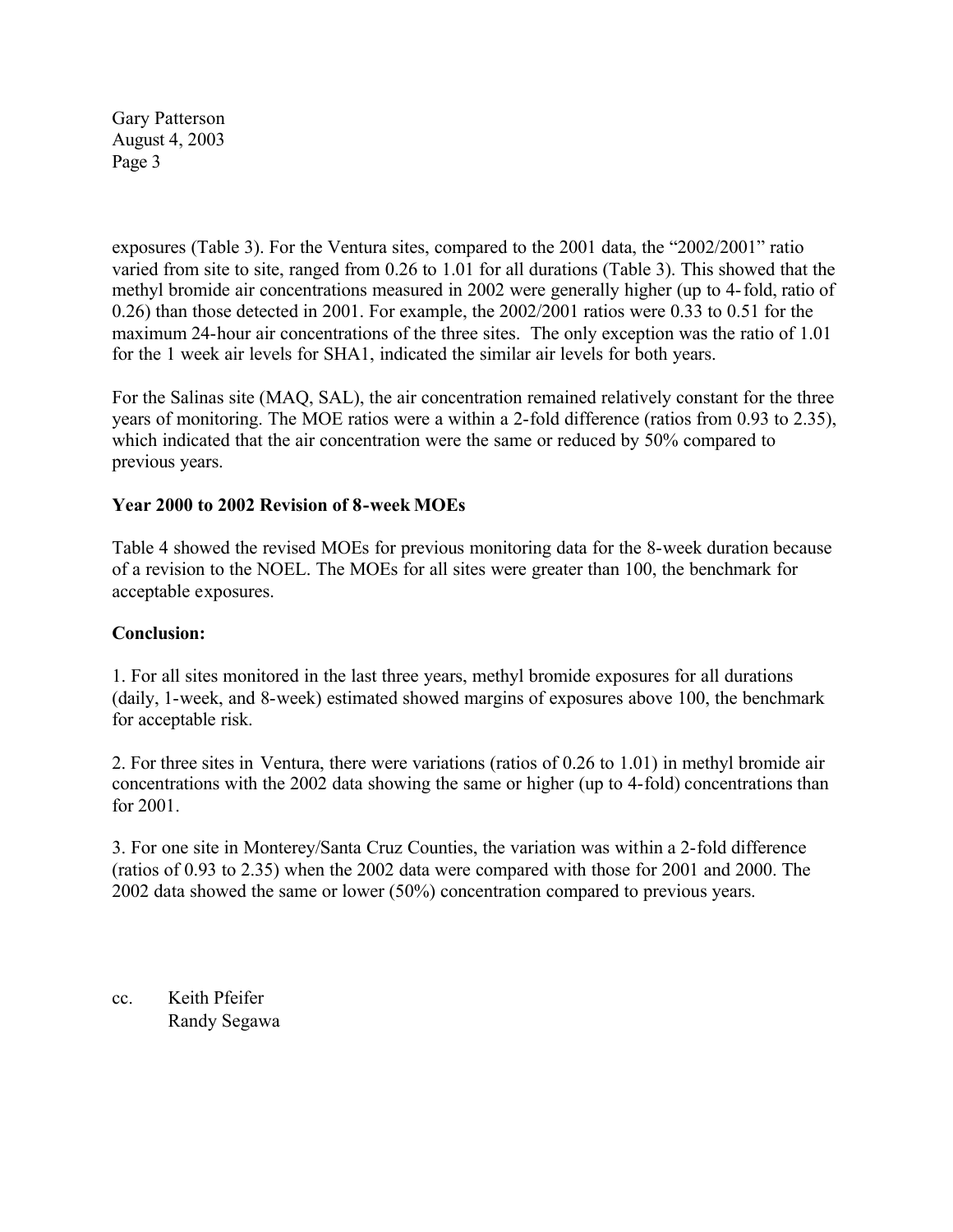exposures (Table 3). For the Ventura sites, compared to the 2001 data, the "2002/2001" ratio varied from site to site, ranged from 0.26 to 1.01 for all durations (Table 3). This showed that the methyl bromide air concentrations measured in 2002 were generally higher (up to 4-fold, ratio of 0.26) than those detected in 2001. For example, the 2002/2001 ratios were 0.33 to 0.51 for the maximum 24-hour air concentrations of the three sites. The only exception was the ratio of 1.01 for the 1 week air levels for SHA1, indicated the similar air levels for both years.

For the Salinas site (MAQ, SAL), the air concentration remained relatively constant for the three years of monitoring. The MOE ratios were a within a 2-fold difference (ratios from 0.93 to 2.35), which indicated that the air concentration were the same or reduced by 50% compared to previous years.

**Year 2000 to 2002 Revision of 8-week MOEs**

Table 4 showed the revised MOEs for previous monitoring data for the 8-week duration because of a revision to the NOEL. The MOEs for all sites were greater than 100, the benchmark for acceptable exposures.

**Conclusion:**

1. For all sites monitored in the last three years, methyl bromide exposures for all durations (daily, 1-week, and 8-week) estimated showed margins of exposures above 100, the benchmark for acceptable risk.

2. For three sites in Ventura, there were variations (ratios of 0.26 to 1.01) in methyl bromide air concentrations with the 2002 data showing the same or higher (up to 4-fold) concentrations than for 2001.

3. For one site in Monterey/Santa Cruz Counties, the variation was within a 2-fold difference (ratios of 0.93 to 2.35) when the 2002 data were compared with those for 2001 and 2000. The 2002 data showed the same or lower (50%) concentration compared to previous years.

cc. Keith Pfeifer
Randy Segawa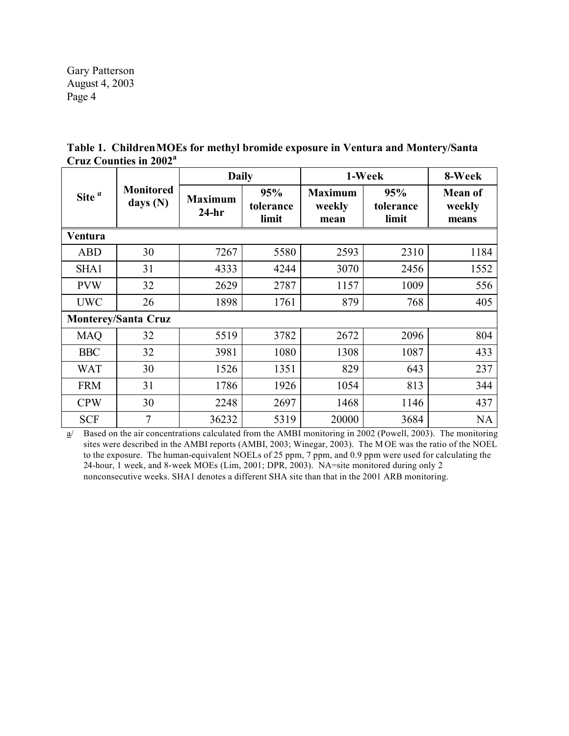**Table 1. Children MOEs for methyl bromide exposure in Ventura and Montery/Santa Cruz Counties in 2002[a]**

| Site [a] | Monitored days (N) | Daily | | 1-Week | | 8-Week |
|---|---|---|---|---|---|---|
| | | Maximum 24-hr | 95% tolerance limit | Maximum weekly mean | 95% tolerance limit | Mean of weekly means |
| **Ventura** | | | | | | |
| ABD | 30 | 7267 | 5580 | 2593 | 2310 | 1184 |
| SHA1 | 31 | 4333 | 4244 | 3070 | 2456 | 1552 |
| PVW | 32 | 2629 | 2787 | 1157 | 1009 | 556 |
| UWC | 26 | 1898 | 1761 | 879 | 768 | 405 |
| **Monterey/Santa Cruz** | | | | | | |
| MAQ | 32 | 5519 | 3782 | 2672 | 2096 | 804 |
| BBC | 32 | 3981 | 1080 | 1308 | 1087 | 433 |
| WAT | 30 | 1526 | 1351 | 829 | 643 | 237 |
| FRM | 31 | 1786 | 1926 | 1054 | 813 | 344 |
| CPW | 30 | 2248 | 2697 | 1468 | 1146 | 437 |
| SCF | 7 | 36232 | 5319 | 20000 | 3684 | NA |

a/ Based on the air concentrations calculated from the AMBI monitoring in 2002 (Powell, 2003). The monitoring sites were described in the AMBI reports (AMBI, 2003; Winegar, 2003). The MOE was the ratio of the NOEL to the exposure. The human-equivalent NOELs of 25 ppm, 7 ppm, and 0.9 ppm were used for calculating the 24-hour, 1 week, and 8-week MOEs (Lim, 2001; DPR, 2003). NA=site monitored during only 2 nonconsecutive weeks. SHA1 denotes a different SHA site than that in the 2001 ARB monitoring.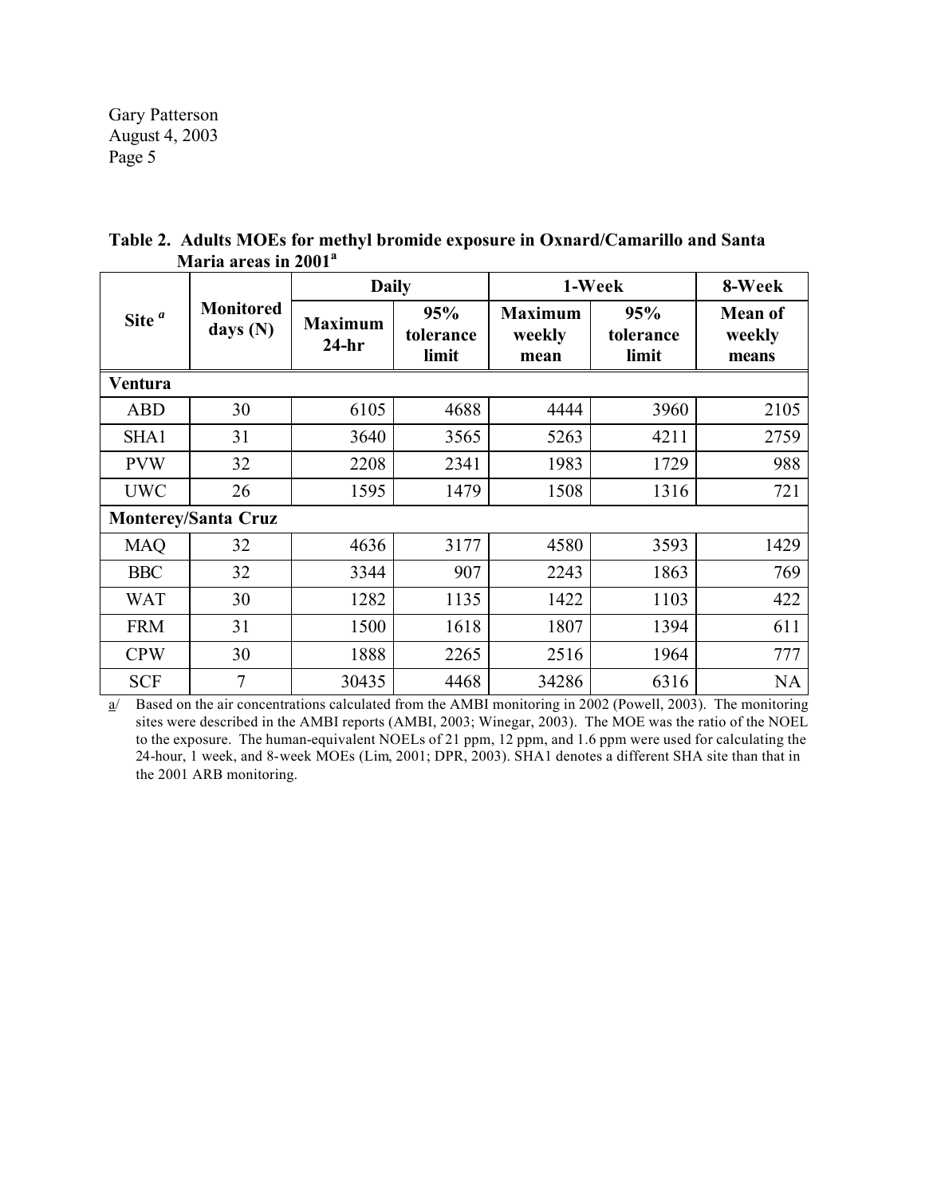**Table 2. Adults MOEs for methyl bromide exposure in Oxnard/Camarillo and Santa Maria areas in 2001[a]**

| Site [a] | Monitored days (N) | Daily | | 1-Week | | 8-Week |
|---|---|---|---|---|---|---|
| | | Maximum 24-hr | 95% tolerance limit | Maximum weekly mean | 95% tolerance limit | Mean of weekly means |
| **Ventura** | | | | | | |
| ABD | 30 | 6105 | 4688 | 4444 | 3960 | 2105 |
| SHA1 | 31 | 3640 | 3565 | 5263 | 4211 | 2759 |
| PVW | 32 | 2208 | 2341 | 1983 | 1729 | 988 |
| UWC | 26 | 1595 | 1479 | 1508 | 1316 | 721 |
| **Monterey/Santa Cruz** | | | | | | |
| MAQ | 32 | 4636 | 3177 | 4580 | 3593 | 1429 |
| BBC | 32 | 3344 | 907 | 2243 | 1863 | 769 |
| WAT | 30 | 1282 | 1135 | 1422 | 1103 | 422 |
| FRM | 31 | 1500 | 1618 | 1807 | 1394 | 611 |
| CPW | 30 | 1888 | 2265 | 2516 | 1964 | 777 |
| SCF | 7 | 30435 | 4468 | 34286 | 6316 | NA |

a/ Based on the air concentrations calculated from the AMBI monitoring in 2002 (Powell, 2003). The monitoring sites were described in the AMBI reports (AMBI, 2003; Winegar, 2003). The MOE was the ratio of the NOEL to the exposure. The human-equivalent NOELs of 21 ppm, 12 ppm, and 1.6 ppm were used for calculating the 24-hour, 1 week, and 8-week MOEs (Lim, 2001; DPR, 2003). SHA1 denotes a different SHA site than that in the 2001 ARB monitoring.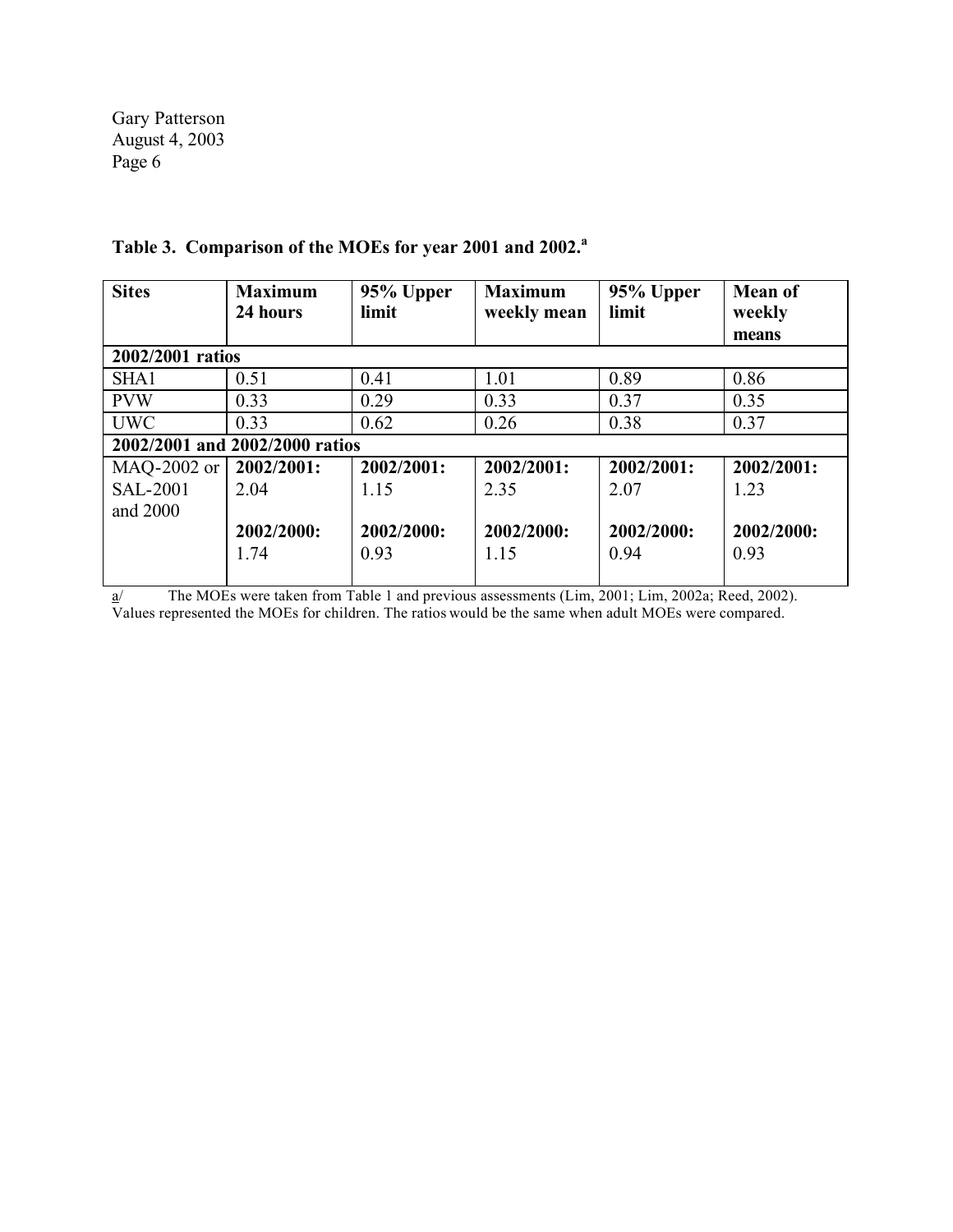**Table 3. Comparison of the MOEs for year 2001 and 2002.[a]**

| Sites | Maximum 24 hours | 95% Upper limit | Maximum weekly mean | 95% Upper limit | Mean of weekly means |
|---|---|---|---|---|---|
| **2002/2001 ratios** | | | | | |
| SHA1 | 0.51 | 0.41 | 1.01 | 0.89 | 0.86 |
| PVW | 0.33 | 0.29 | 0.33 | 0.37 | 0.35 |
| UWC | 0.33 | 0.62 | 0.26 | 0.38 | 0.37 |
| **2002/2001 and 2002/2000 ratios** | | | | | |
| MAQ-2002 or SAL-2001 and 2000 | **2002/2001:** 2.04<br><br>**2002/2000:** 1.74 | **2002/2001:** 1.15<br><br>**2002/2000:** 0.93 | **2002/2001:** 2.35<br><br>**2002/2000:** 1.15 | **2002/2001:** 2.07<br><br>**2002/2000:** 0.94 | **2002/2001:** 1.23<br><br>**2002/2000:** 0.93 |

a/ The MOEs were taken from Table 1 and previous assessments (Lim, 2001; Lim, 2002a; Reed, 2002). Values represented the MOEs for children. The ratios would be the same when adult MOEs were compared.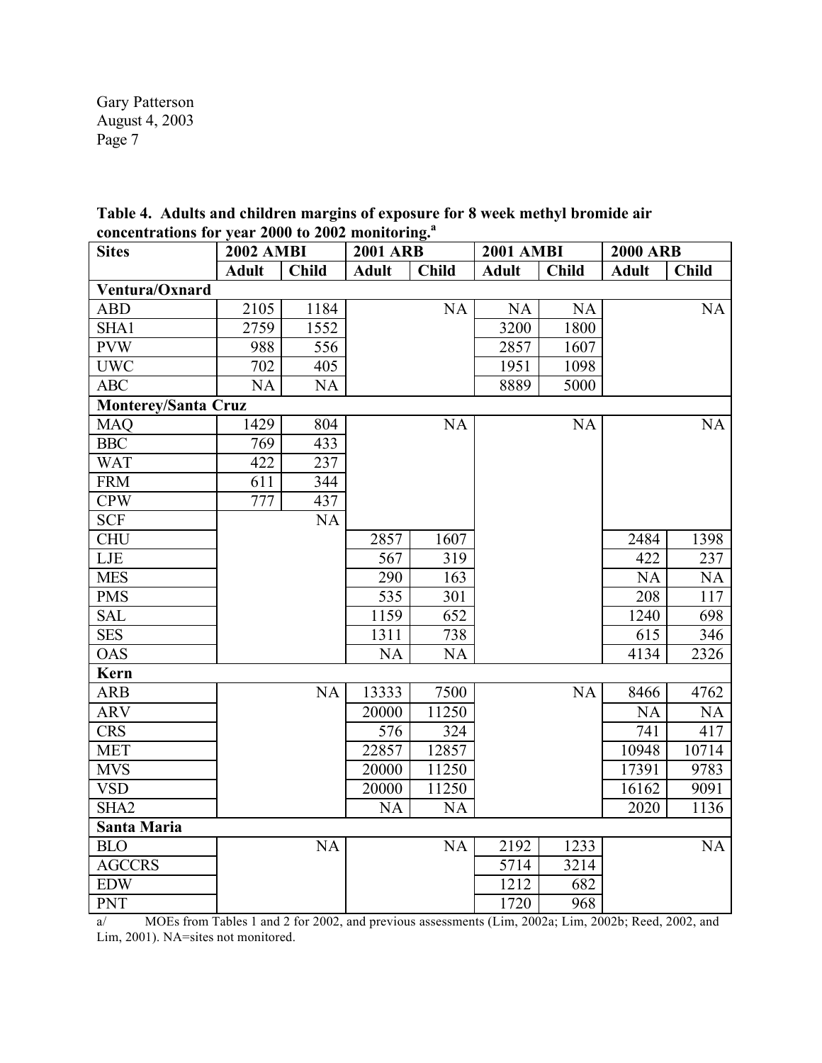**Table 4. Adults and children margins of exposure for 8 week methyl bromide air concentrations for year 2000 to 2002 monitoring.[a]**

| Sites | 2002 AMBI | | 2001 ARB | | 2001 AMBI | | 2000 ARB | |
|---|---|---|---|---|---|---|---|---|
| | Adult | Child | Adult | Child | Adult | Child | Adult | Child |
| **Ventura/Oxnard** | | | | | | | | |
| ABD | 2105 | 1184 | | NA | NA | NA | | NA |
| SHA1 | 2759 | 1552 | | | 3200 | 1800 | | |
| PVW | 988 | 556 | | | 2857 | 1607 | | |
| UWC | 702 | 405 | | | 1951 | 1098 | | |
| ABC | NA | NA | | | 8889 | 5000 | | |
| **Monterey/Santa Cruz** | | | | | | | | |
| MAQ | 1429 | 804 | | NA | | NA | | NA |
| BBC | 769 | 433 | | | | | | |
| WAT | 422 | 237 | | | | | | |
| FRM | 611 | 344 | | | | | | |
| CPW | 777 | 437 | | | | | | |
| SCF | | NA | | | | | | |
| CHU | | | 2857 | 1607 | | | 2484 | 1398 |
| LJE | | | 567 | 319 | | | 422 | 237 |
| MES | | | 290 | 163 | | | NA | NA |
| PMS | | | 535 | 301 | | | 208 | 117 |
| SAL | | | 1159 | 652 | | | 1240 | 698 |
| SES | | | 1311 | 738 | | | 615 | 346 |
| OAS | | | NA | NA | | | 4134 | 2326 |
| **Kern** | | | | | | | | |
| ARB | | NA | 13333 | 7500 | | NA | 8466 | 4762 |
| ARV | | | 20000 | 11250 | | | NA | NA |
| CRS | | | 576 | 324 | | | 741 | 417 |
| MET | | | 22857 | 12857 | | | 10948 | 10714 |
| MVS | | | 20000 | 11250 | | | 17391 | 9783 |
| VSD | | | 20000 | 11250 | | | 16162 | 9091 |
| SHA2 | | | NA | NA | | | 2020 | 1136 |
| **Santa Maria** | | | | | | | | |
| BLO | | NA | | NA | 2192 | 1233 | | NA |
| AGCCRS | | | | | 5714 | 3214 | | |
| EDW | | | | | 1212 | 682 | | |
| PNT | | | | | 1720 | 968 | | |

a/ MOEs from Tables 1 and 2 for 2002, and previous assessments (Lim, 2002a; Lim, 2002b; Reed, 2002, and Lim, 2001). NA=sites not monitored.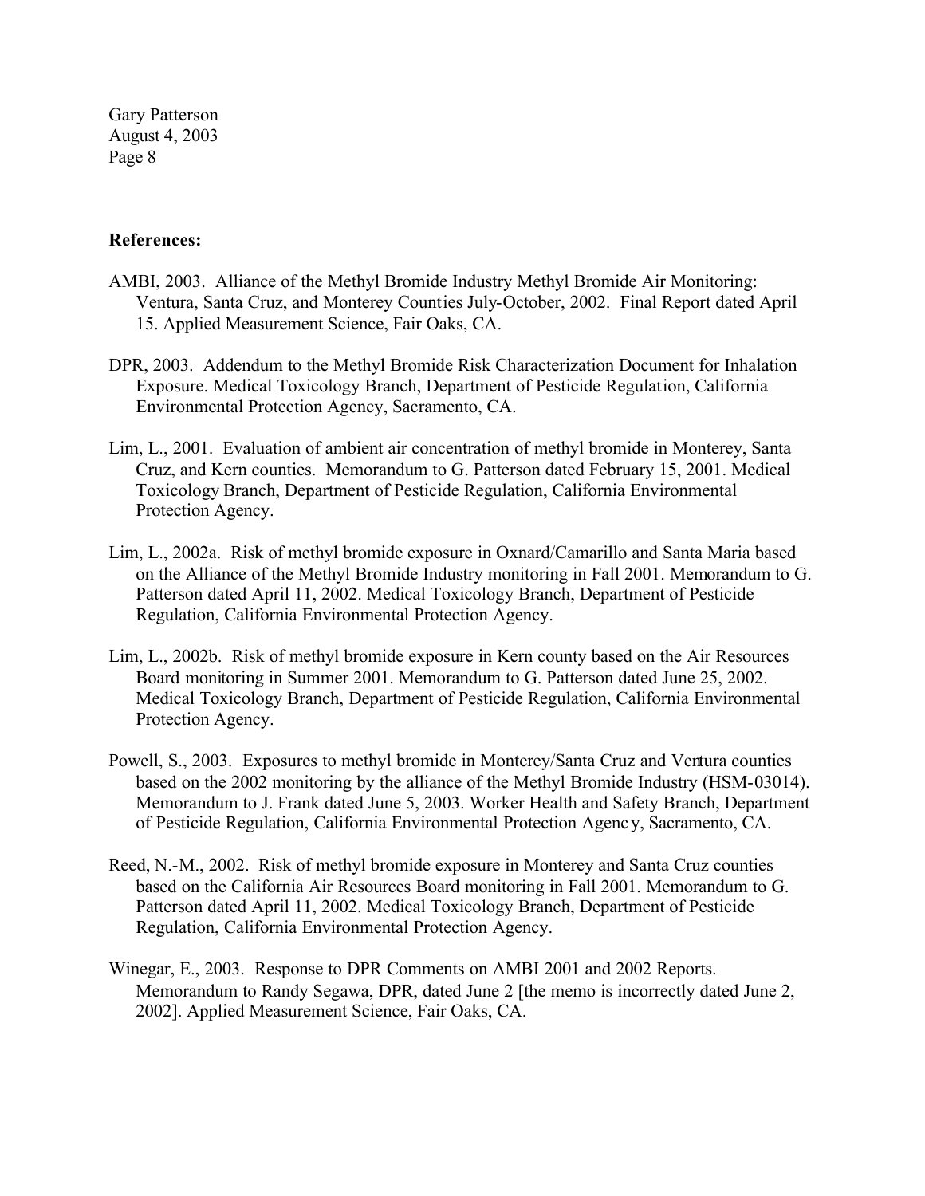**References:**

AMBI, 2003. Alliance of the Methyl Bromide Industry Methyl Bromide Air Monitoring: Ventura, Santa Cruz, and Monterey Counties July-October, 2002. Final Report dated April 15. Applied Measurement Science, Fair Oaks, CA.

DPR, 2003. Addendum to the Methyl Bromide Risk Characterization Document for Inhalation Exposure. Medical Toxicology Branch, Department of Pesticide Regulation, California Environmental Protection Agency, Sacramento, CA.

Lim, L., 2001. Evaluation of ambient air concentration of methyl bromide in Monterey, Santa Cruz, and Kern counties. Memorandum to G. Patterson dated February 15, 2001. Medical Toxicology Branch, Department of Pesticide Regulation, California Environmental Protection Agency.

Lim, L., 2002a. Risk of methyl bromide exposure in Oxnard/Camarillo and Santa Maria based on the Alliance of the Methyl Bromide Industry monitoring in Fall 2001. Memorandum to G. Patterson dated April 11, 2002. Medical Toxicology Branch, Department of Pesticide Regulation, California Environmental Protection Agency.

Lim, L., 2002b. Risk of methyl bromide exposure in Kern county based on the Air Resources Board monitoring in Summer 2001. Memorandum to G. Patterson dated June 25, 2002. Medical Toxicology Branch, Department of Pesticide Regulation, California Environmental Protection Agency.

Powell, S., 2003. Exposures to methyl bromide in Monterey/Santa Cruz and Ventura counties based on the 2002 monitoring by the alliance of the Methyl Bromide Industry (HSM-03014). Memorandum to J. Frank dated June 5, 2003. Worker Health and Safety Branch, Department of Pesticide Regulation, California Environmental Protection Agency, Sacramento, CA.

Reed, N.-M., 2002. Risk of methyl bromide exposure in Monterey and Santa Cruz counties based on the California Air Resources Board monitoring in Fall 2001. Memorandum to G. Patterson dated April 11, 2002. Medical Toxicology Branch, Department of Pesticide Regulation, California Environmental Protection Agency.

Winegar, E., 2003. Response to DPR Comments on AMBI 2001 and 2002 Reports. Memorandum to Randy Segawa, DPR, dated June 2 [the memo is incorrectly dated June 2, 2002]. Applied Measurement Science, Fair Oaks, CA.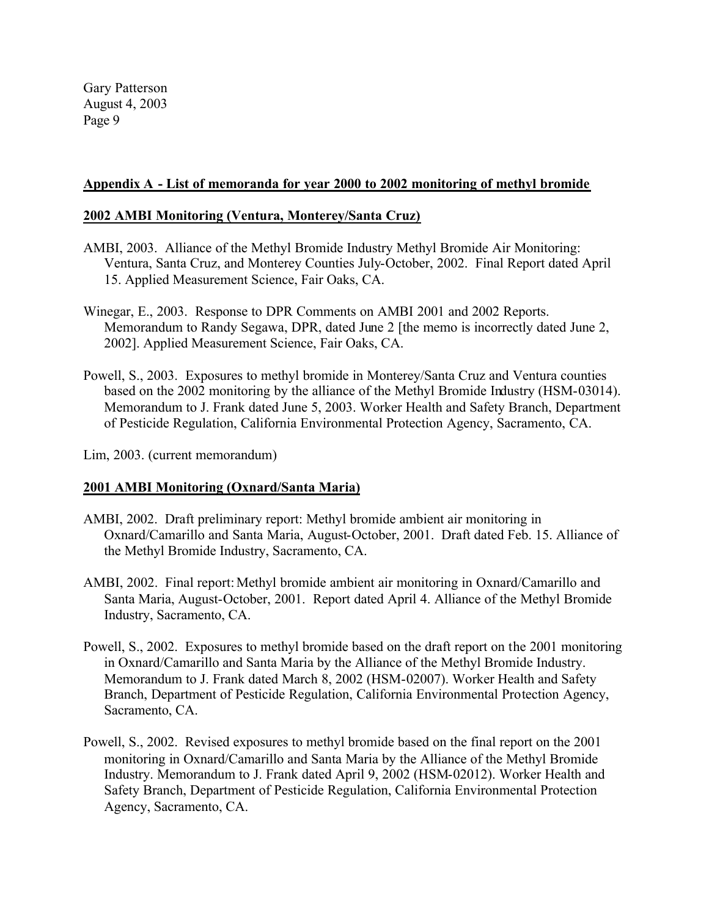## Appendix A - List of memoranda for year 2000 to 2002 monitoring of methyl bromide

### 2002 AMBI Monitoring (Ventura, Monterey/Santa Cruz)

AMBI, 2003. Alliance of the Methyl Bromide Industry Methyl Bromide Air Monitoring: Ventura, Santa Cruz, and Monterey Counties July-October, 2002. Final Report dated April 15. Applied Measurement Science, Fair Oaks, CA.

Winegar, E., 2003. Response to DPR Comments on AMBI 2001 and 2002 Reports. Memorandum to Randy Segawa, DPR, dated June 2 [the memo is incorrectly dated June 2, 2002]. Applied Measurement Science, Fair Oaks, CA.

Powell, S., 2003. Exposures to methyl bromide in Monterey/Santa Cruz and Ventura counties based on the 2002 monitoring by the alliance of the Methyl Bromide Industry (HSM-03014). Memorandum to J. Frank dated June 5, 2003. Worker Health and Safety Branch, Department of Pesticide Regulation, California Environmental Protection Agency, Sacramento, CA.

Lim, 2003. (current memorandum)

### 2001 AMBI Monitoring (Oxnard/Santa Maria)

AMBI, 2002. Draft preliminary report: Methyl bromide ambient air monitoring in Oxnard/Camarillo and Santa Maria, August-October, 2001. Draft dated Feb. 15. Alliance of the Methyl Bromide Industry, Sacramento, CA.

AMBI, 2002. Final report: Methyl bromide ambient air monitoring in Oxnard/Camarillo and Santa Maria, August-October, 2001. Report dated April 4. Alliance of the Methyl Bromide Industry, Sacramento, CA.

Powell, S., 2002. Exposures to methyl bromide based on the draft report on the 2001 monitoring in Oxnard/Camarillo and Santa Maria by the Alliance of the Methyl Bromide Industry. Memorandum to J. Frank dated March 8, 2002 (HSM-02007). Worker Health and Safety Branch, Department of Pesticide Regulation, California Environmental Protection Agency, Sacramento, CA.

Powell, S., 2002. Revised exposures to methyl bromide based on the final report on the 2001 monitoring in Oxnard/Camarillo and Santa Maria by the Alliance of the Methyl Bromide Industry. Memorandum to J. Frank dated April 9, 2002 (HSM-02012). Worker Health and Safety Branch, Department of Pesticide Regulation, California Environmental Protection Agency, Sacramento, CA.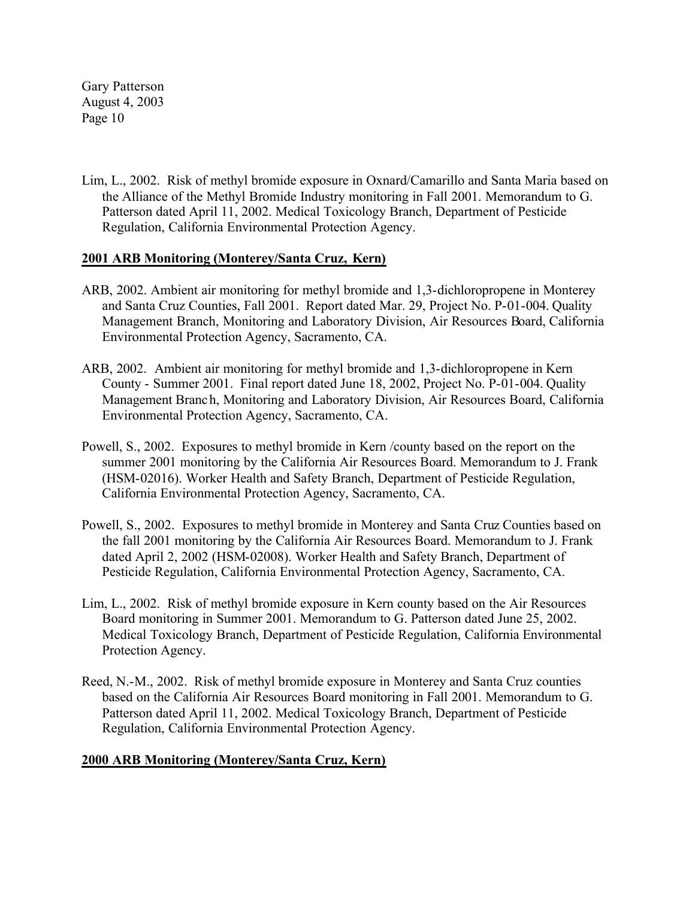Lim, L., 2002. Risk of methyl bromide exposure in Oxnard/Camarillo and Santa Maria based on the Alliance of the Methyl Bromide Industry monitoring in Fall 2001. Memorandum to G. Patterson dated April 11, 2002. Medical Toxicology Branch, Department of Pesticide Regulation, California Environmental Protection Agency.

**2001 ARB Monitoring (Monterey/Santa Cruz, Kern)**

ARB, 2002. Ambient air monitoring for methyl bromide and 1,3-dichloropropene in Monterey and Santa Cruz Counties, Fall 2001. Report dated Mar. 29, Project No. P-01-004. Quality Management Branch, Monitoring and Laboratory Division, Air Resources Board, California Environmental Protection Agency, Sacramento, CA.

ARB, 2002. Ambient air monitoring for methyl bromide and 1,3-dichloropropene in Kern County - Summer 2001. Final report dated June 18, 2002, Project No. P-01-004. Quality Management Branch, Monitoring and Laboratory Division, Air Resources Board, California Environmental Protection Agency, Sacramento, CA.

Powell, S., 2002. Exposures to methyl bromide in Kern /county based on the report on the summer 2001 monitoring by the California Air Resources Board. Memorandum to J. Frank (HSM-02016). Worker Health and Safety Branch, Department of Pesticide Regulation, California Environmental Protection Agency, Sacramento, CA.

Powell, S., 2002. Exposures to methyl bromide in Monterey and Santa Cruz Counties based on the fall 2001 monitoring by the California Air Resources Board. Memorandum to J. Frank dated April 2, 2002 (HSM-02008). Worker Health and Safety Branch, Department of Pesticide Regulation, California Environmental Protection Agency, Sacramento, CA.

Lim, L., 2002. Risk of methyl bromide exposure in Kern county based on the Air Resources Board monitoring in Summer 2001. Memorandum to G. Patterson dated June 25, 2002. Medical Toxicology Branch, Department of Pesticide Regulation, California Environmental Protection Agency.

Reed, N.-M., 2002. Risk of methyl bromide exposure in Monterey and Santa Cruz counties based on the California Air Resources Board monitoring in Fall 2001. Memorandum to G. Patterson dated April 11, 2002. Medical Toxicology Branch, Department of Pesticide Regulation, California Environmental Protection Agency.

**2000 ARB Monitoring (Monterey/Santa Cruz, Kern)**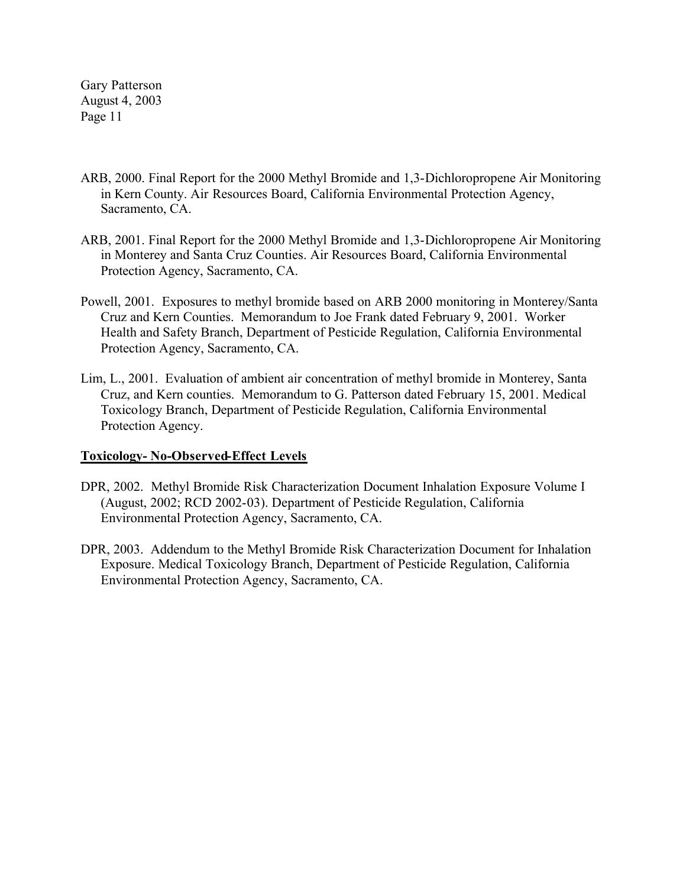ARB, 2000. Final Report for the 2000 Methyl Bromide and 1,3-Dichloropropene Air Monitoring in Kern County. Air Resources Board, California Environmental Protection Agency, Sacramento, CA.

ARB, 2001. Final Report for the 2000 Methyl Bromide and 1,3-Dichloropropene Air Monitoring in Monterey and Santa Cruz Counties. Air Resources Board, California Environmental Protection Agency, Sacramento, CA.

Powell, 2001. Exposures to methyl bromide based on ARB 2000 monitoring in Monterey/Santa Cruz and Kern Counties. Memorandum to Joe Frank dated February 9, 2001. Worker Health and Safety Branch, Department of Pesticide Regulation, California Environmental Protection Agency, Sacramento, CA.

Lim, L., 2001. Evaluation of ambient air concentration of methyl bromide in Monterey, Santa Cruz, and Kern counties. Memorandum to G. Patterson dated February 15, 2001. Medical Toxicology Branch, Department of Pesticide Regulation, California Environmental Protection Agency.

**Toxicology- No-Observed-Effect Levels**

DPR, 2002. Methyl Bromide Risk Characterization Document Inhalation Exposure Volume I (August, 2002; RCD 2002-03). Department of Pesticide Regulation, California Environmental Protection Agency, Sacramento, CA.

DPR, 2003. Addendum to the Methyl Bromide Risk Characterization Document for Inhalation Exposure. Medical Toxicology Branch, Department of Pesticide Regulation, California Environmental Protection Agency, Sacramento, CA.